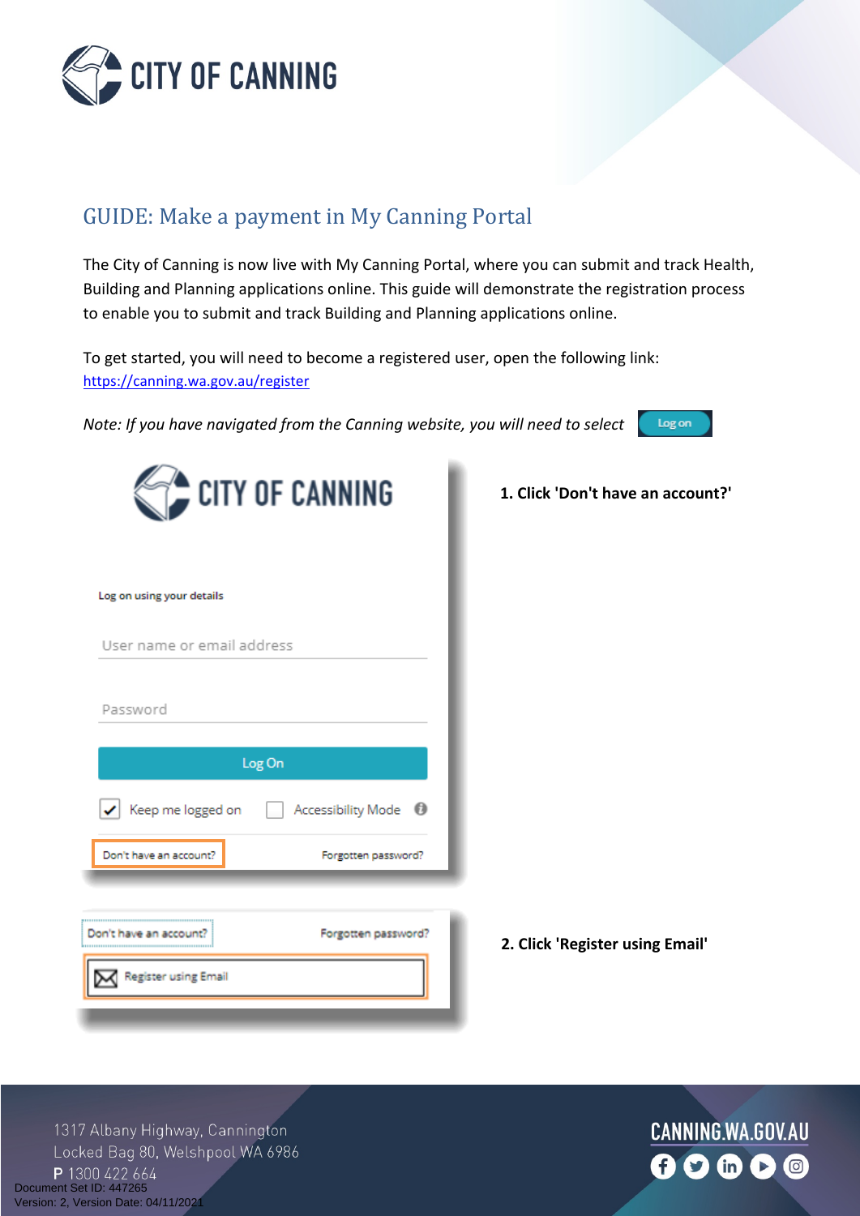# CITY OF CANNING

## GUIDE: Make a payment in My Canning Portal

The City of Canning is now live with My Canning Portal, where you can submit and track Health, Building and Planning applications online. This guide will demonstrate the registration process to enable you to submit and track Building and Planning applications online.

To get started, you will need to become a registered user, open the following link: [https://canning.wa.gov.au/register](https://canning.wa.gov.au/register)

*Note: If you have navigated from the Canning website, you will need to select* Log on

CITY OF CANNING

Log on using your details

User name or email address

Password

Log On

Keep me logged on | Accessibility Mode

Don't have an account? | Forgotten password?

**1. Click 'Don't have an account?'**

Don't have an account? | Forgotten password?

Register using Email

**2. Click 'Register using Email'**

1317 Albany Highway, Cannington
Locked Bag 80, Welshpool WA 6986
P 1300 422 664

CANNING.WA.GOV.AU

Document Set ID: 447265
Version: 2, Version Date: 04/11/2021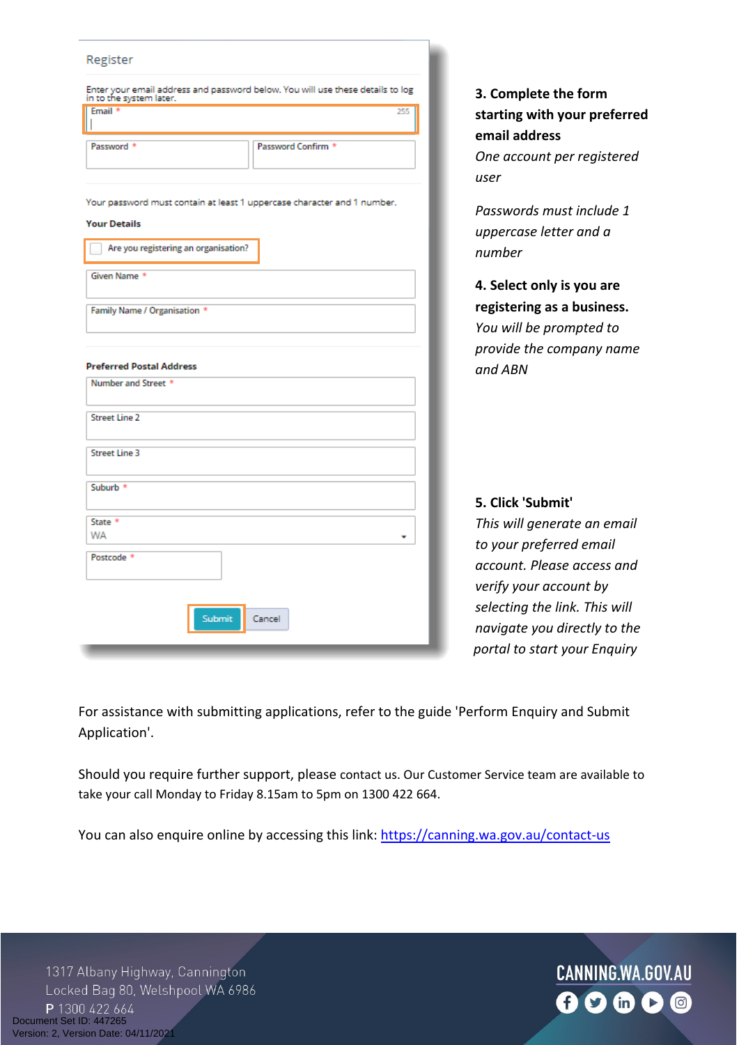Register

Enter your email address and password below. You will use these details to log in to the system later.

Email *

Password *

Password Confirm *

Your password must contain at least 1 uppercase character and 1 number.

**Your Details**

Are you registering an organisation?

Given Name *

Family Name / Organisation *

**Preferred Postal Address**

Number and Street *

Street Line 2

Street Line 3

Suburb *

State *
WA

Postcode *

Submit Cancel

**3. Complete the form starting with your preferred email address**

*One account per registered user*

*Passwords must include 1 uppercase letter and a number*

**4. Select only is you are registering as a business.**

*You will be prompted to provide the company name and ABN*

**5. Click 'Submit'**

*This will generate an email to your preferred email account. Please access and verify your account by selecting the link. This will navigate you directly to the portal to start your Enquiry*

For assistance with submitting applications, refer to the guide 'Perform Enquiry and Submit Application'.

Should you require further support, please contact us. Our Customer Service team are available to take your call Monday to Friday 8.15am to 5pm on 1300 422 664.

You can also enquire online by accessing this link: [https://canning.wa.gov.au/contact-us](https://canning.wa.gov.au/contact-us)

1317 Albany Highway, Cannington
Locked Bag 80, Welshpool WA 6986
P 1300 422 664

CANNING.WA.GOV.AU

Document Set ID: 447265
Version: 2, Version Date: 04/11/2021